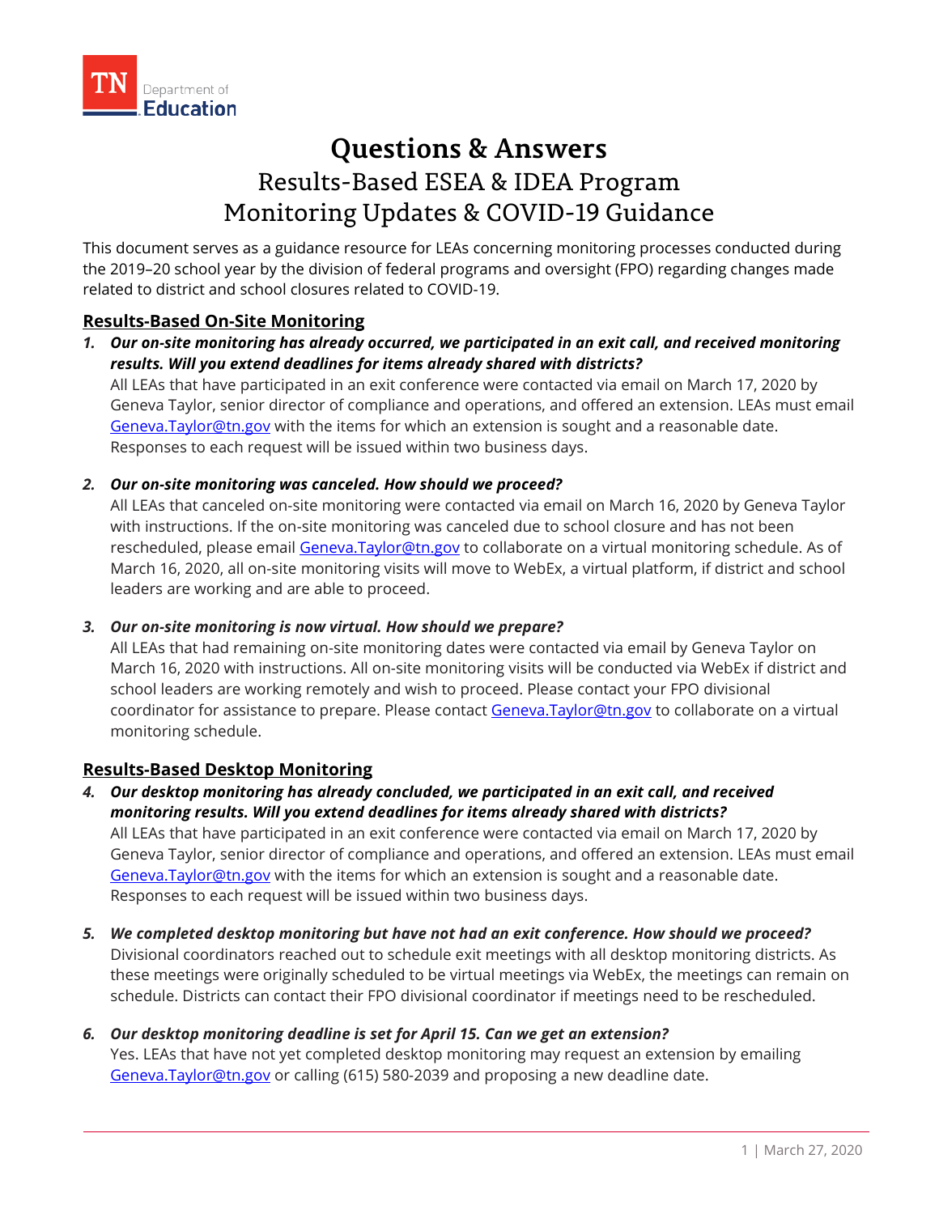TN Department of Education

# Questions & Answers

## Results-Based ESEA & IDEA Program Monitoring Updates & COVID-19 Guidance

This document serves as a guidance resource for LEAs concerning monitoring processes conducted during the 2019–20 school year by the division of federal programs and oversight (FPO) regarding changes made related to district and school closures related to COVID-19.

### Results-Based On-Site Monitoring

1. ***Our on-site monitoring has already occurred, we participated in an exit call, and received monitoring results. Will you extend deadlines for items already shared with districts?***
   All LEAs that have participated in an exit conference were contacted via email on March 17, 2020 by Geneva Taylor, senior director of compliance and operations, and offered an extension. LEAs must email Geneva.Taylor@tn.gov with the items for which an extension is sought and a reasonable date. Responses to each request will be issued within two business days.

2. ***Our on-site monitoring was canceled. How should we proceed?***
   All LEAs that canceled on-site monitoring were contacted via email on March 16, 2020 by Geneva Taylor with instructions. If the on-site monitoring was canceled due to school closure and has not been rescheduled, please email Geneva.Taylor@tn.gov to collaborate on a virtual monitoring schedule. As of March 16, 2020, all on-site monitoring visits will move to WebEx, a virtual platform, if district and school leaders are working and are able to proceed.

3. ***Our on-site monitoring is now virtual. How should we prepare?***
   All LEAs that had remaining on-site monitoring dates were contacted via email by Geneva Taylor on March 16, 2020 with instructions. All on-site monitoring visits will be conducted via WebEx if district and school leaders are working remotely and wish to proceed. Please contact your FPO divisional coordinator for assistance to prepare. Please contact Geneva.Taylor@tn.gov to collaborate on a virtual monitoring schedule.

### Results-Based Desktop Monitoring

4. ***Our desktop monitoring has already concluded, we participated in an exit call, and received monitoring results. Will you extend deadlines for items already shared with districts?***
   All LEAs that have participated in an exit conference were contacted via email on March 17, 2020 by Geneva Taylor, senior director of compliance and operations, and offered an extension. LEAs must email Geneva.Taylor@tn.gov with the items for which an extension is sought and a reasonable date. Responses to each request will be issued within two business days.

5. ***We completed desktop monitoring but have not had an exit conference. How should we proceed?***
   Divisional coordinators reached out to schedule exit meetings with all desktop monitoring districts. As these meetings were originally scheduled to be virtual meetings via WebEx, the meetings can remain on schedule. Districts can contact their FPO divisional coordinator if meetings need to be rescheduled.

6. ***Our desktop monitoring deadline is set for April 15. Can we get an extension?***
   Yes. LEAs that have not yet completed desktop monitoring may request an extension by emailing Geneva.Taylor@tn.gov or calling (615) 580-2039 and proposing a new deadline date.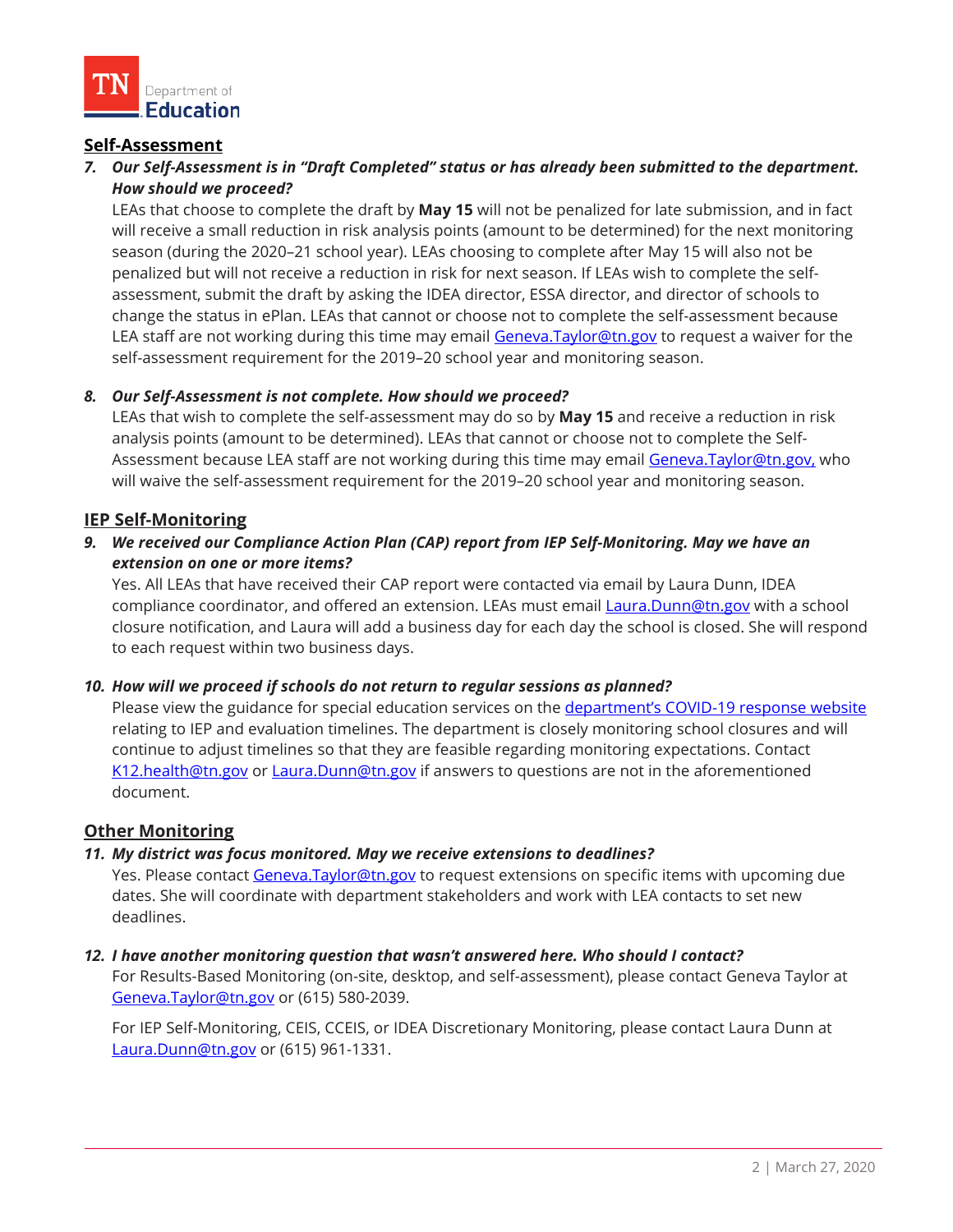## Self-Assessment

7. ***Our Self-Assessment is in "Draft Completed" status or has already been submitted to the department. How should we proceed?***
   LEAs that choose to complete the draft by **May 15** will not be penalized for late submission, and in fact will receive a small reduction in risk analysis points (amount to be determined) for the next monitoring season (during the 2020–21 school year). LEAs choosing to complete after May 15 will also not be penalized but will not receive a reduction in risk for next season. If LEAs wish to complete the self-assessment, submit the draft by asking the IDEA director, ESSA director, and director of schools to change the status in ePlan. LEAs that cannot or choose not to complete the self-assessment because LEA staff are not working during this time may email Geneva.Taylor@tn.gov to request a waiver for the self-assessment requirement for the 2019–20 school year and monitoring season.

8. ***Our Self-Assessment is not complete. How should we proceed?***
   LEAs that wish to complete the self-assessment may do so by **May 15** and receive a reduction in risk analysis points (amount to be determined). LEAs that cannot or choose not to complete the Self-Assessment because LEA staff are not working during this time may email Geneva.Taylor@tn.gov, who will waive the self-assessment requirement for the 2019–20 school year and monitoring season.

## IEP Self-Monitoring

9. ***We received our Compliance Action Plan (CAP) report from IEP Self-Monitoring. May we have an extension on one or more items?***
   Yes. All LEAs that have received their CAP report were contacted via email by Laura Dunn, IDEA compliance coordinator, and offered an extension. LEAs must email Laura.Dunn@tn.gov with a school closure notification, and Laura will add a business day for each day the school is closed. She will respond to each request within two business days.

10. ***How will we proceed if schools do not return to regular sessions as planned?***
    Please view the guidance for special education services on the department's COVID-19 response website relating to IEP and evaluation timelines. The department is closely monitoring school closures and will continue to adjust timelines so that they are feasible regarding monitoring expectations. Contact K12.health@tn.gov or Laura.Dunn@tn.gov if answers to questions are not in the aforementioned document.

## Other Monitoring

11. ***My district was focus monitored. May we receive extensions to deadlines?***
    Yes. Please contact Geneva.Taylor@tn.gov to request extensions on specific items with upcoming due dates. She will coordinate with department stakeholders and work with LEA contacts to set new deadlines.

12. ***I have another monitoring question that wasn't answered here. Who should I contact?***
    For Results-Based Monitoring (on-site, desktop, and self-assessment), please contact Geneva Taylor at Geneva.Taylor@tn.gov or (615) 580-2039.

    For IEP Self-Monitoring, CEIS, CCEIS, or IDEA Discretionary Monitoring, please contact Laura Dunn at Laura.Dunn@tn.gov or (615) 961-1331.